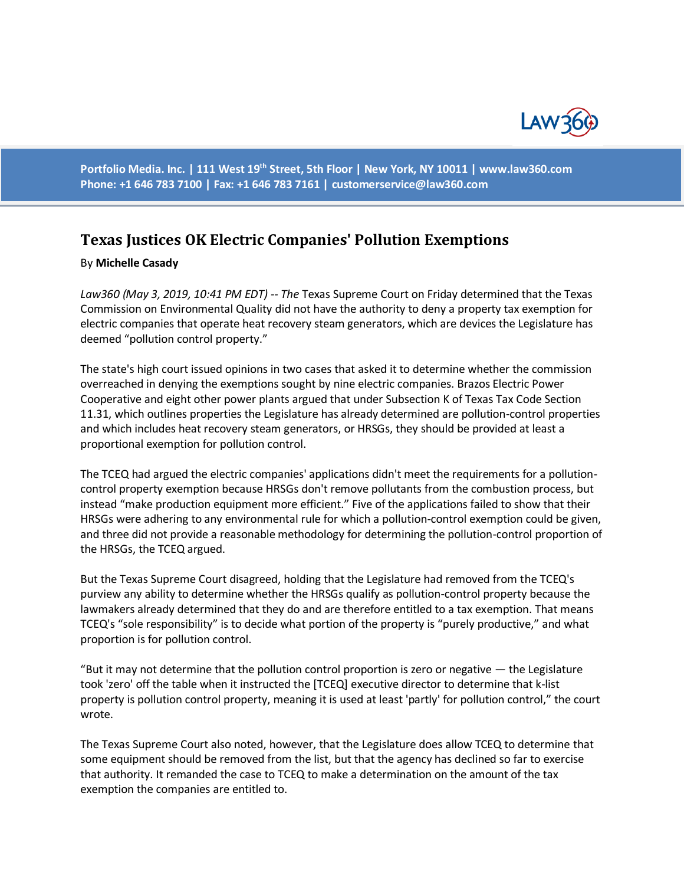# Texas Justices OK Electric Companies' Pollution Exemptions

By **Michelle Casady**

*Law360 (May 3, 2019, 10:41 PM EDT) -- The* Texas Supreme Court on Friday determined that the Texas Commission on Environmental Quality did not have the authority to deny a property tax exemption for electric companies that operate heat recovery steam generators, which are devices the Legislature has deemed "pollution control property."

The state's high court issued opinions in two cases that asked it to determine whether the commission overreached in denying the exemptions sought by nine electric companies. Brazos Electric Power Cooperative and eight other power plants argued that under Subsection K of Texas Tax Code Section 11.31, which outlines properties the Legislature has already determined are pollution-control properties and which includes heat recovery steam generators, or HRSGs, they should be provided at least a proportional exemption for pollution control.

The TCEQ had argued the electric companies' applications didn't meet the requirements for a pollution-control property exemption because HRSGs don't remove pollutants from the combustion process, but instead "make production equipment more efficient." Five of the applications failed to show that their HRSGs were adhering to any environmental rule for which a pollution-control exemption could be given, and three did not provide a reasonable methodology for determining the pollution-control proportion of the HRSGs, the TCEQ argued.

But the Texas Supreme Court disagreed, holding that the Legislature had removed from the TCEQ's purview any ability to determine whether the HRSGs qualify as pollution-control property because the lawmakers already determined that they do and are therefore entitled to a tax exemption. That means TCEQ's "sole responsibility" is to decide what portion of the property is "purely productive," and what proportion is for pollution control.

"But it may not determine that the pollution control proportion is zero or negative — the Legislature took 'zero' off the table when it instructed the [TCEQ] executive director to determine that k-list property is pollution control property, meaning it is used at least 'partly' for pollution control," the court wrote.

The Texas Supreme Court also noted, however, that the Legislature does allow TCEQ to determine that some equipment should be removed from the list, but that the agency has declined so far to exercise that authority. It remanded the case to TCEQ to make a determination on the amount of the tax exemption the companies are entitled to.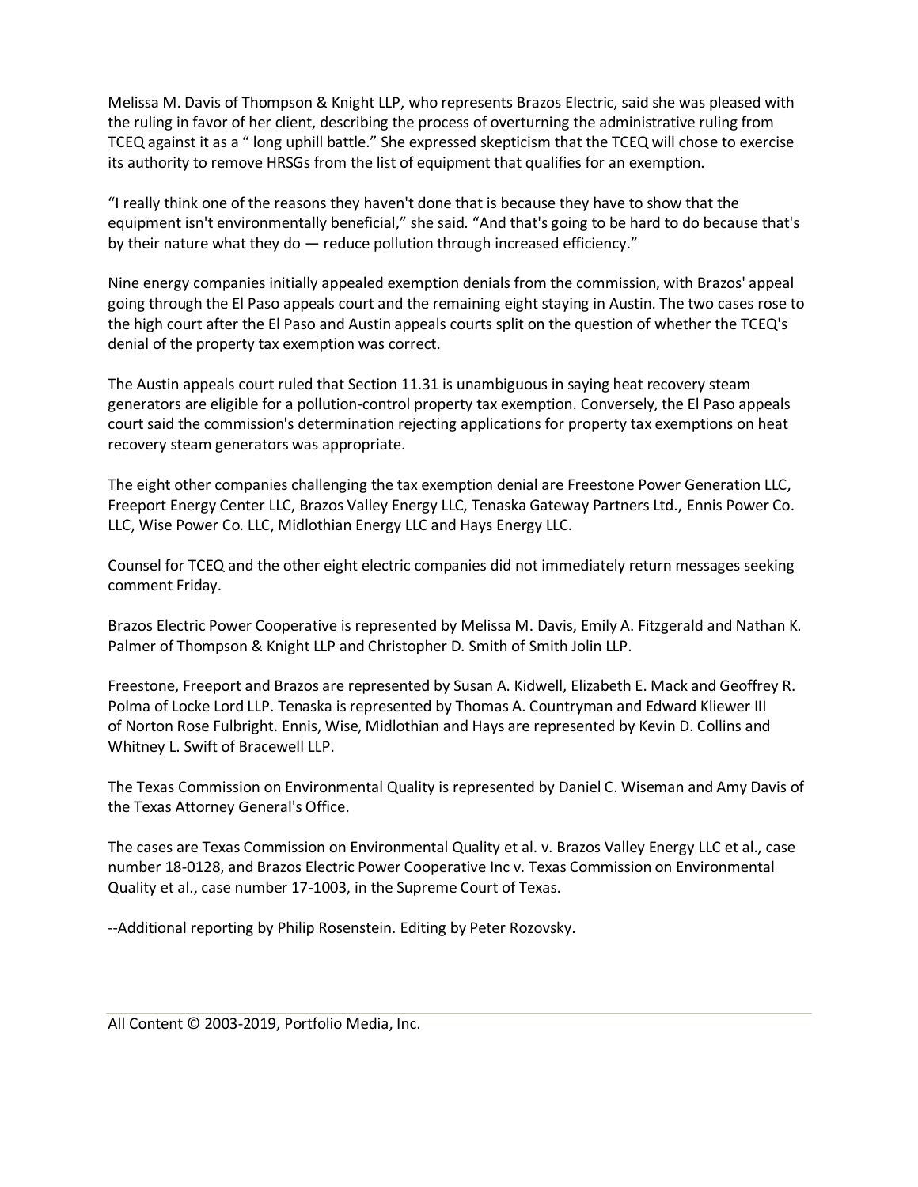Melissa M. Davis of Thompson & Knight LLP, who represents Brazos Electric, said she was pleased with the ruling in favor of her client, describing the process of overturning the administrative ruling from TCEQ against it as a " long uphill battle." She expressed skepticism that the TCEQ will chose to exercise its authority to remove HRSGs from the list of equipment that qualifies for an exemption.

"I really think one of the reasons they haven't done that is because they have to show that the equipment isn't environmentally beneficial," she said. "And that's going to be hard to do because that's by their nature what they do — reduce pollution through increased efficiency."

Nine energy companies initially appealed exemption denials from the commission, with Brazos' appeal going through the El Paso appeals court and the remaining eight staying in Austin. The two cases rose to the high court after the El Paso and Austin appeals courts split on the question of whether the TCEQ's denial of the property tax exemption was correct.

The Austin appeals court ruled that Section 11.31 is unambiguous in saying heat recovery steam generators are eligible for a pollution-control property tax exemption. Conversely, the El Paso appeals court said the commission's determination rejecting applications for property tax exemptions on heat recovery steam generators was appropriate.

The eight other companies challenging the tax exemption denial are Freestone Power Generation LLC, Freeport Energy Center LLC, Brazos Valley Energy LLC, Tenaska Gateway Partners Ltd., Ennis Power Co. LLC, Wise Power Co. LLC, Midlothian Energy LLC and Hays Energy LLC.

Counsel for TCEQ and the other eight electric companies did not immediately return messages seeking comment Friday.

Brazos Electric Power Cooperative is represented by Melissa M. Davis, Emily A. Fitzgerald and Nathan K. Palmer of Thompson & Knight LLP and Christopher D. Smith of Smith Jolin LLP.

Freestone, Freeport and Brazos are represented by Susan A. Kidwell, Elizabeth E. Mack and Geoffrey R. Polma of Locke Lord LLP. Tenaska is represented by Thomas A. Countryman and Edward Kliewer III of Norton Rose Fulbright. Ennis, Wise, Midlothian and Hays are represented by Kevin D. Collins and Whitney L. Swift of Bracewell LLP.

The Texas Commission on Environmental Quality is represented by Daniel C. Wiseman and Amy Davis of the Texas Attorney General's Office.

The cases are Texas Commission on Environmental Quality et al. v. Brazos Valley Energy LLC et al., case number 18-0128, and Brazos Electric Power Cooperative Inc v. Texas Commission on Environmental Quality et al., case number 17-1003, in the Supreme Court of Texas.

--Additional reporting by Philip Rosenstein. Editing by Peter Rozovsky.

All Content © 2003-2019, Portfolio Media, Inc.